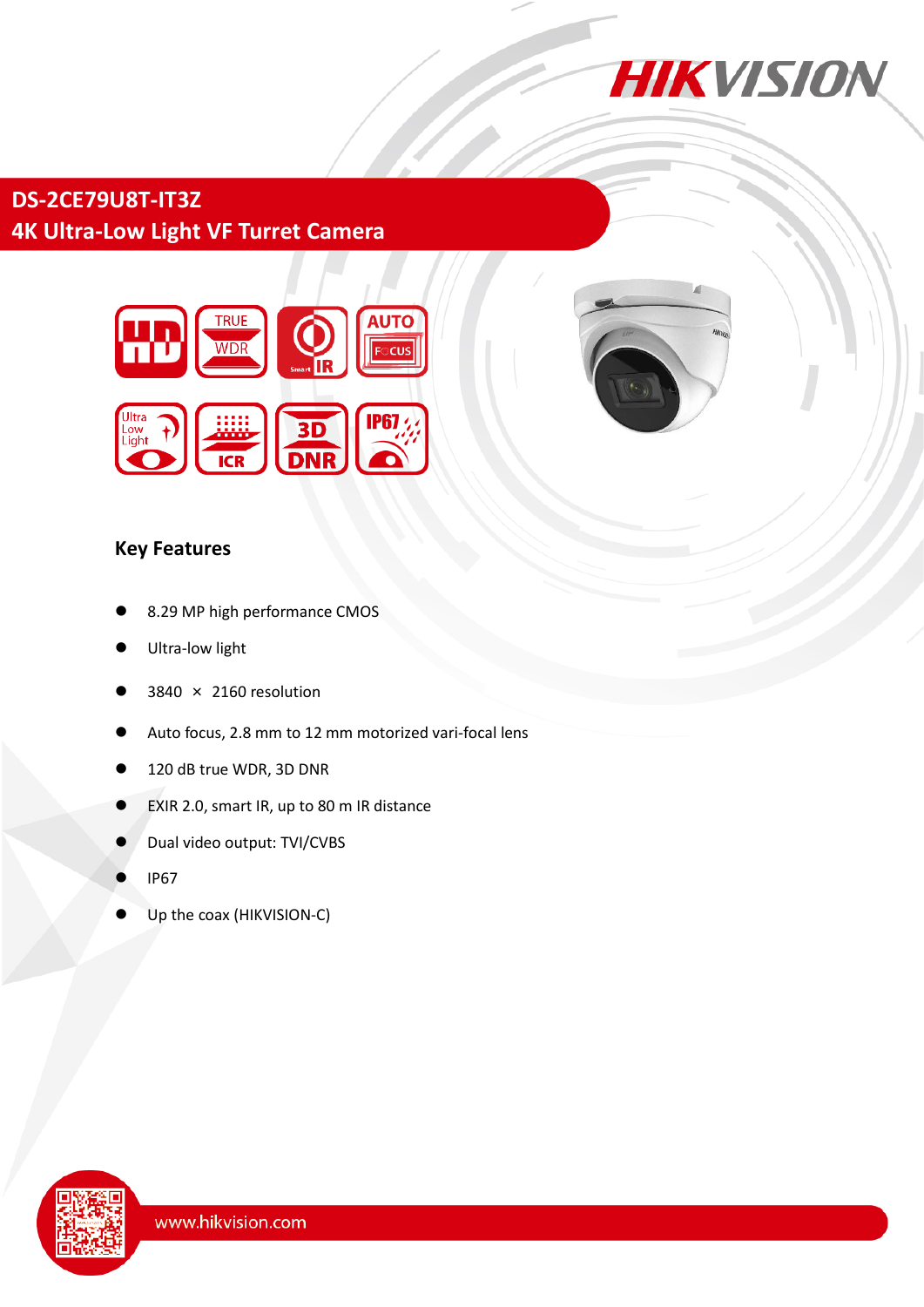# DS-2CE79U8T-IT3Z

## 4K Ultra-Low Light VF Turret Camera

### Key Features

- 8.29 MP high performance CMOS
- Ultra-low light
- 3840 × 2160 resolution
- Auto focus, 2.8 mm to 12 mm motorized vari-focal lens
- 120 dB true WDR, 3D DNR
- EXIR 2.0, smart IR, up to 80 m IR distance
- Dual video output: TVI/CVBS
- IP67
- Up the coax (HIKVISION-C)

www.hikvision.com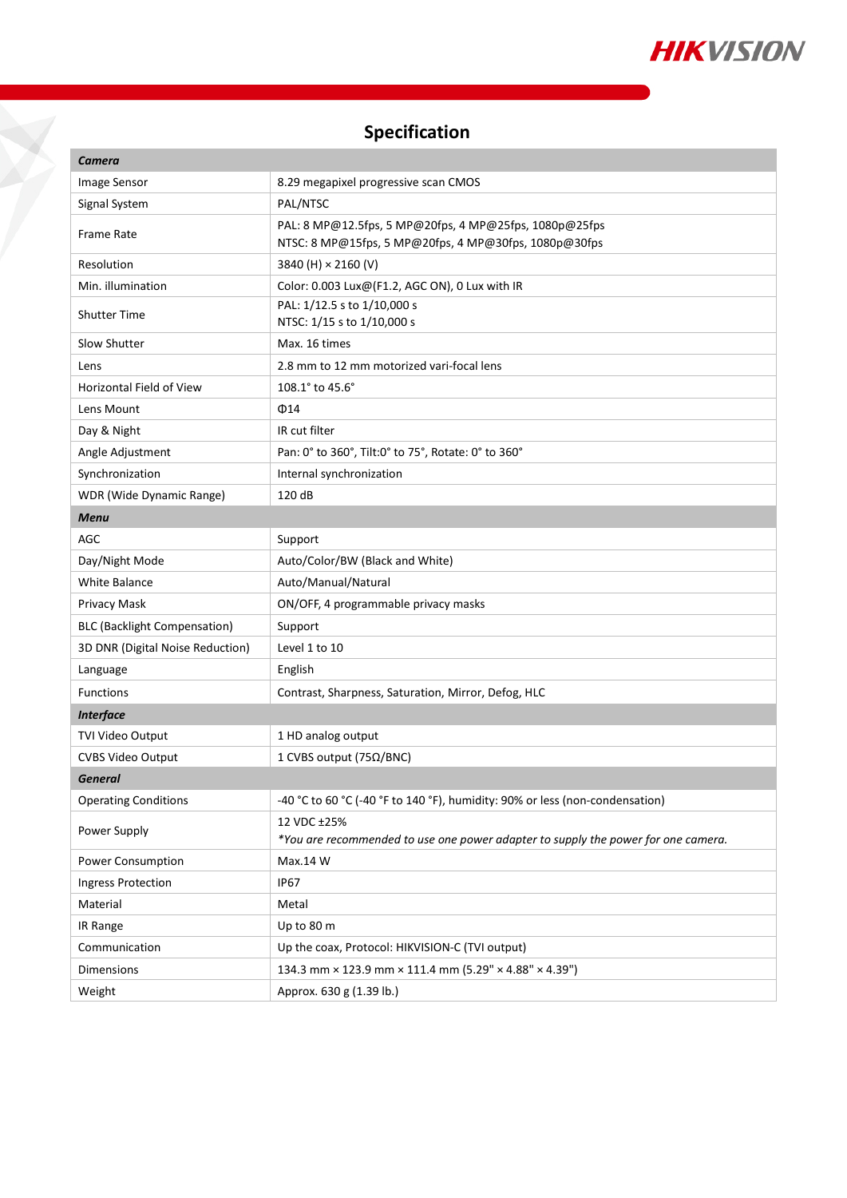## Specification

| ***Camera*** | |
|---|---|
| Image Sensor | 8.29 megapixel progressive scan CMOS |
| Signal System | PAL/NTSC |
| Frame Rate | PAL: 8 MP@12.5fps, 5 MP@20fps, 4 MP@25fps, 1080p@25fps<br>NTSC: 8 MP@15fps, 5 MP@20fps, 4 MP@30fps, 1080p@30fps |
| Resolution | 3840 (H) × 2160 (V) |
| Min. illumination | Color: 0.003 Lux@(F1.2, AGC ON), 0 Lux with IR |
| Shutter Time | PAL: 1/12.5 s to 1/10,000 s<br>NTSC: 1/15 s to 1/10,000 s |
| Slow Shutter | Max. 16 times |
| Lens | 2.8 mm to 12 mm motorized vari-focal lens |
| Horizontal Field of View | 108.1° to 45.6° |
| Lens Mount | Φ14 |
| Day & Night | IR cut filter |
| Angle Adjustment | Pan: 0° to 360°, Tilt:0° to 75°, Rotate: 0° to 360° |
| Synchronization | Internal synchronization |
| WDR (Wide Dynamic Range) | 120 dB |
| ***Menu*** | |
| AGC | Support |
| Day/Night Mode | Auto/Color/BW (Black and White) |
| White Balance | Auto/Manual/Natural |
| Privacy Mask | ON/OFF, 4 programmable privacy masks |
| BLC (Backlight Compensation) | Support |
| 3D DNR (Digital Noise Reduction) | Level 1 to 10 |
| Language | English |
| Functions | Contrast, Sharpness, Saturation, Mirror, Defog, HLC |
| ***Interface*** | |
| TVI Video Output | 1 HD analog output |
| CVBS Video Output | 1 CVBS output (75Ω/BNC) |
| ***General*** | |
| Operating Conditions | -40 °C to 60 °C (-40 °F to 140 °F), humidity: 90% or less (non-condensation) |
| Power Supply | 12 VDC ±25%<br>*\*You are recommended to use one power adapter to supply the power for one camera.* |
| Power Consumption | Max.14 W |
| Ingress Protection | IP67 |
| Material | Metal |
| IR Range | Up to 80 m |
| Communication | Up the coax, Protocol: HIKVISION-C (TVI output) |
| Dimensions | 134.3 mm × 123.9 mm × 111.4 mm (5.29" × 4.88" × 4.39") |
| Weight | Approx. 630 g (1.39 lb.) |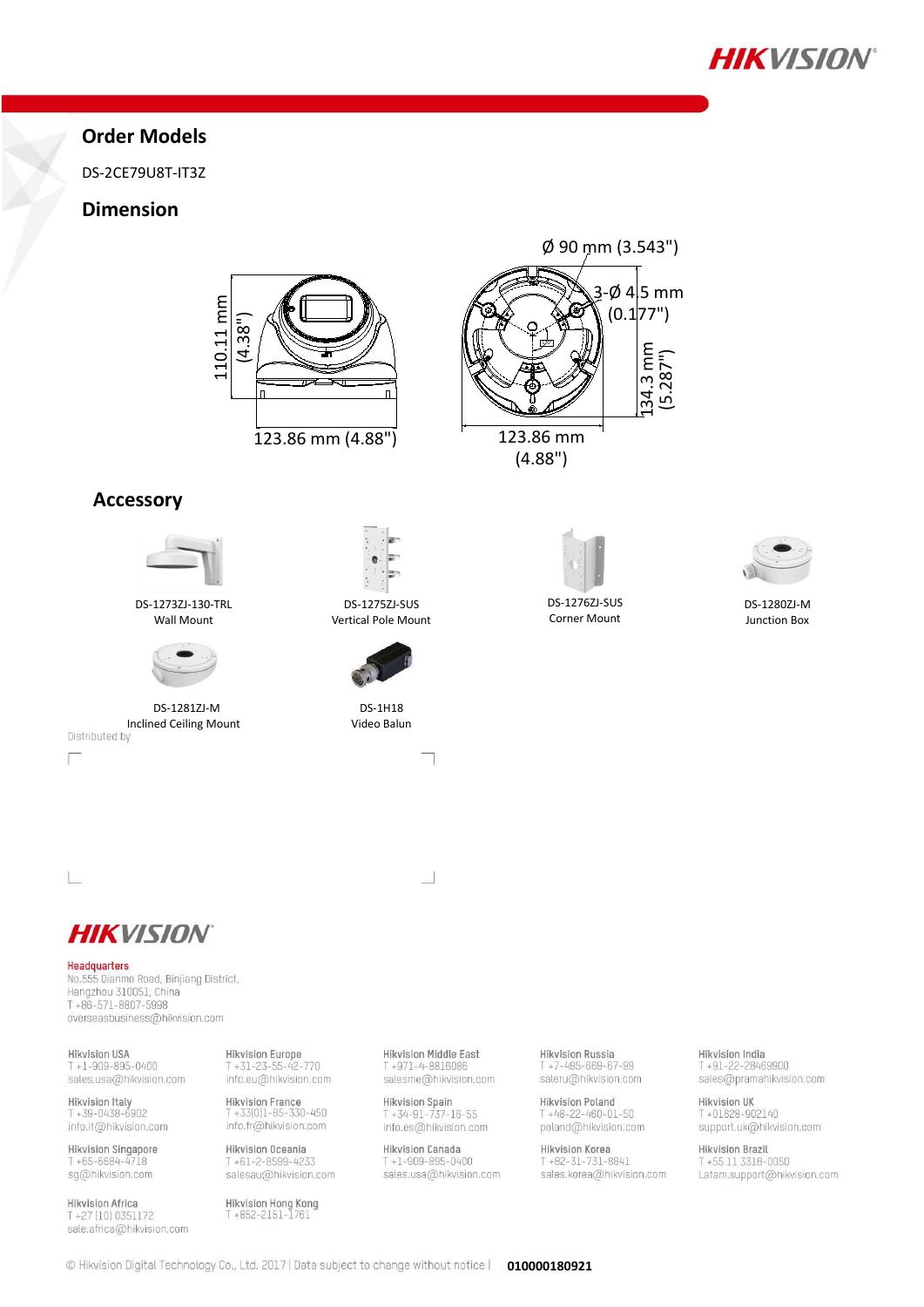## Order Models

DS-2CE79U8T-IT3Z

## Dimension

Ø 90 mm (3.543")

3-Ø 4.5 mm (0.177")

110.11 mm (4.38")

134.3 mm (5.287")

123.86 mm (4.88")

123.86 mm (4.88")

## Accessory

DS-1273ZJ-130-TRL
Wall Mount

DS-1275ZJ-SUS
Vertical Pole Mount

DS-1276ZJ-SUS
Corner Mount

DS-1280ZJ-M
Junction Box

DS-1281ZJ-M
Inclined Ceiling Mount

DS-1H18
Video Balun

Distributed by

**HIKVISION**

**Headquarters**
No.555 Qianmo Road, Binjiang District,
Hangzhou 310051, China
T +86-571-8807-5998
overseasbusiness@hikvision.com

Hikvision USA
T +1-909-895-0400
sales.usa@hikvision.com

Hikvision Europe
T +31-23-55-42-770
info.eu@hikvision.com

Hikvision Middle East
T +971-4-8816086
salesme@hikvision.com

Hikvision Russia
T +7-495-669-67-99
saleru@hikvision.com

Hikvision India
T +91-22-28469900
sales@pramahikvision.com

Hikvision Italy
T +39-0438-6902
info.it@hikvision.com

Hikvision France
T +33(0)1-85-330-450
info.fr@hikvision.com

Hikvision Spain
T +34-91-737-16-55
info.es@hikvision.com

Hikvision Poland
T +48-22-460-01-50
poland@hikvision.com

Hikvision UK
T +01628-902140
support.uk@hikvision.com

Hikvision Singapore
T +65-6684-4718
sg@hikvision.com

Hikvision Oceania
T +61-2-8599-4233
salesau@hikvision.com

Hikvision Canada
T +1-909-895-0400
sales.usa@hikvision.com

Hikvision Korea
T +82-31-731-8841
sales.korea@hikvision.com

Hikvision Brazil
T +55 11 3318-0050
Latam.support@hikvision.com

Hikvision Africa
T +27 (10) 0351172
sale.africa@hikvision.com

Hikvision Hong Kong
T +852-2151-1761

© Hikvision Digital Technology Co., Ltd. 2017 | Data subject to change without notice | **010000180921**